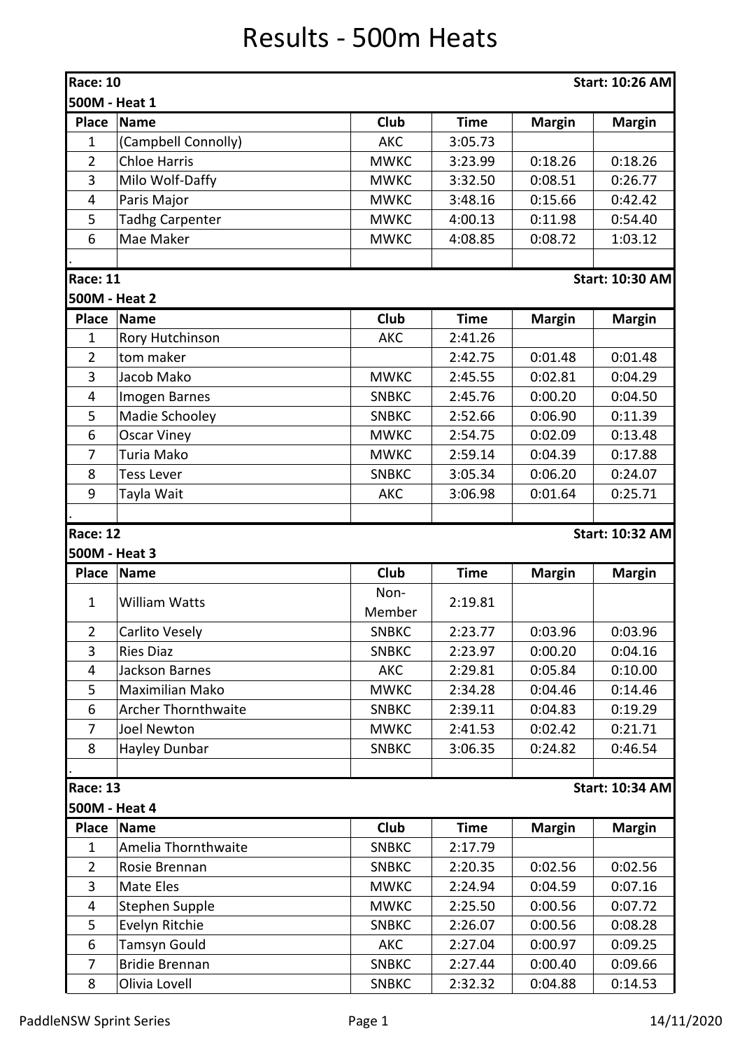# Results - 500m Heats

**Race: 10** — **Start: 10:26 AM**

**500M - Heat 1**

| Place | Name | Club | Time | Margin | Margin |
|---|---|---|---|---|---|
| 1 | (Campbell Connolly) | AKC | 3:05.73 | | |
| 2 | Chloe Harris | MWKC | 3:23.99 | 0:18.26 | 0:18.26 |
| 3 | Milo Wolf-Daffy | MWKC | 3:32.50 | 0:08.51 | 0:26.77 |
| 4 | Paris Major | MWKC | 3:48.16 | 0:15.66 | 0:42.42 |
| 5 | Tadhg Carpenter | MWKC | 4:00.13 | 0:11.98 | 0:54.40 |
| 6 | Mae Maker | MWKC | 4:08.85 | 0:08.72 | 1:03.12 |
| . | | | | | |

**Race: 11** — **Start: 10:30 AM**

**500M - Heat 2**

| Place | Name | Club | Time | Margin | Margin |
|---|---|---|---|---|---|
| 1 | Rory Hutchinson | AKC | 2:41.26 | | |
| 2 | tom maker | | 2:42.75 | 0:01.48 | 0:01.48 |
| 3 | Jacob Mako | MWKC | 2:45.55 | 0:02.81 | 0:04.29 |
| 4 | Imogen Barnes | SNBKC | 2:45.76 | 0:00.20 | 0:04.50 |
| 5 | Madie Schooley | SNBKC | 2:52.66 | 0:06.90 | 0:11.39 |
| 6 | Oscar Viney | MWKC | 2:54.75 | 0:02.09 | 0:13.48 |
| 7 | Turia Mako | MWKC | 2:59.14 | 0:04.39 | 0:17.88 |
| 8 | Tess Lever | SNBKC | 3:05.34 | 0:06.20 | 0:24.07 |
| 9 | Tayla Wait | AKC | 3:06.98 | 0:01.64 | 0:25.71 |
| . | | | | | |

**Race: 12** — **Start: 10:32 AM**

**500M - Heat 3**

| Place | Name | Club | Time | Margin | Margin |
|---|---|---|---|---|---|
| 1 | William Watts | Non-Member | 2:19.81 | | |
| 2 | Carlito Vesely | SNBKC | 2:23.77 | 0:03.96 | 0:03.96 |
| 3 | Ries Diaz | SNBKC | 2:23.97 | 0:00.20 | 0:04.16 |
| 4 | Jackson Barnes | AKC | 2:29.81 | 0:05.84 | 0:10.00 |
| 5 | Maximilian Mako | MWKC | 2:34.28 | 0:04.46 | 0:14.46 |
| 6 | Archer Thornthwaite | SNBKC | 2:39.11 | 0:04.83 | 0:19.29 |
| 7 | Joel Newton | MWKC | 2:41.53 | 0:02.42 | 0:21.71 |
| 8 | Hayley Dunbar | SNBKC | 3:06.35 | 0:24.82 | 0:46.54 |
| . | | | | | |

**Race: 13** — **Start: 10:34 AM**

**500M - Heat 4**

| Place | Name | Club | Time | Margin | Margin |
|---|---|---|---|---|---|
| 1 | Amelia Thornthwaite | SNBKC | 2:17.79 | | |
| 2 | Rosie Brennan | SNBKC | 2:20.35 | 0:02.56 | 0:02.56 |
| 3 | Mate Eles | MWKC | 2:24.94 | 0:04.59 | 0:07.16 |
| 4 | Stephen Supple | MWKC | 2:25.50 | 0:00.56 | 0:07.72 |
| 5 | Evelyn Ritchie | SNBKC | 2:26.07 | 0:00.56 | 0:08.28 |
| 6 | Tamsyn Gould | AKC | 2:27.04 | 0:00.97 | 0:09.25 |
| 7 | Bridie Brennan | SNBKC | 2:27.44 | 0:00.40 | 0:09.66 |
| 8 | Olivia Lovell | SNBKC | 2:32.32 | 0:04.88 | 0:14.53 |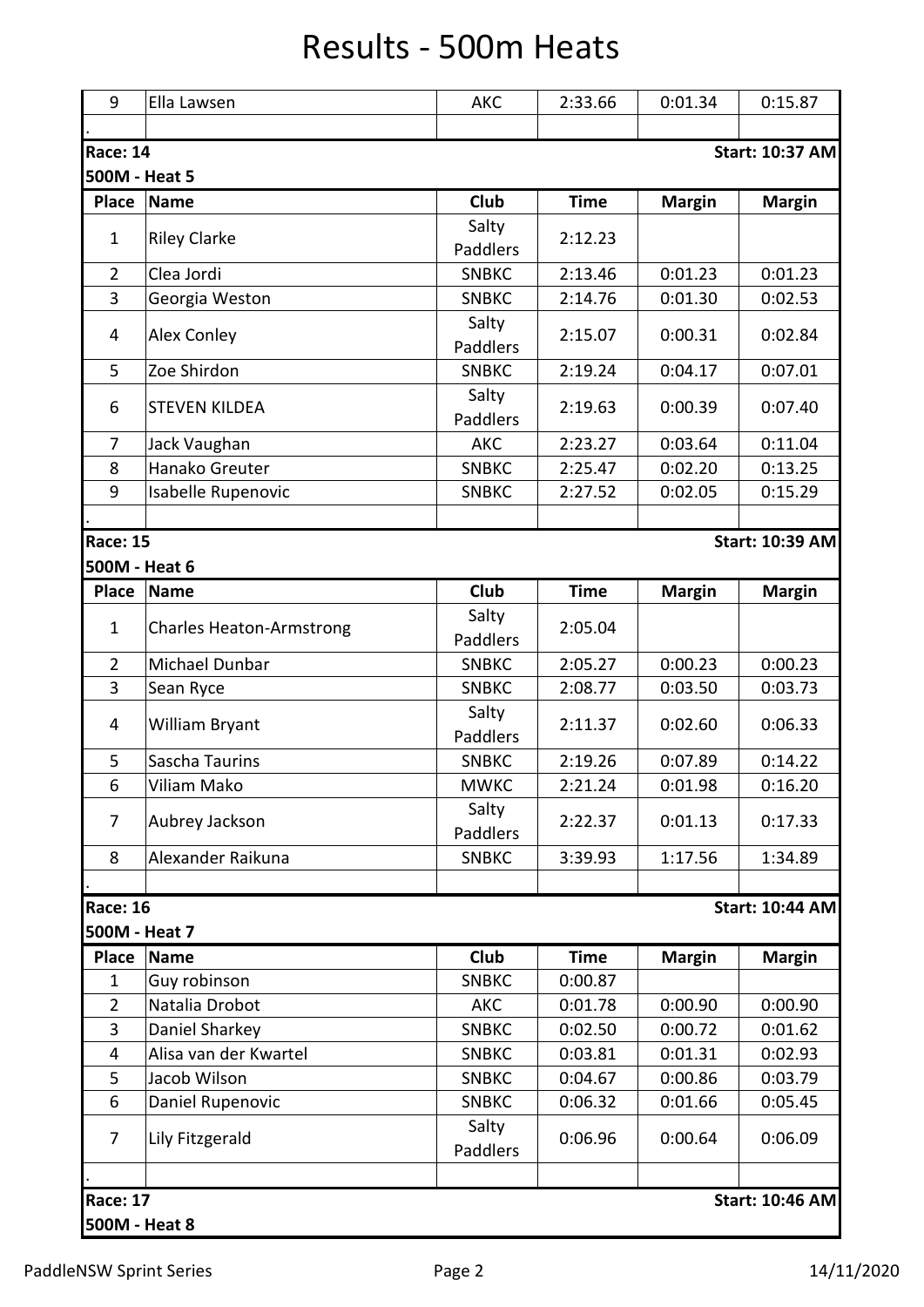# Results - 500m Heats

| 9 | Ella Lawsen | AKC | 2:33.66 | 0:01.34 | 0:15.87 |
|---|---|---|---|---|---|
| . | | | | | |

**Race: 14** — **Start: 10:37 AM**

**500M - Heat 5**

| Place | Name | Club | Time | Margin | Margin |
|---|---|---|---|---|---|
| 1 | Riley Clarke | Salty Paddlers | 2:12.23 | | |
| 2 | Clea Jordi | SNBKC | 2:13.46 | 0:01.23 | 0:01.23 |
| 3 | Georgia Weston | SNBKC | 2:14.76 | 0:01.30 | 0:02.53 |
| 4 | Alex Conley | Salty Paddlers | 2:15.07 | 0:00.31 | 0:02.84 |
| 5 | Zoe Shirdon | SNBKC | 2:19.24 | 0:04.17 | 0:07.01 |
| 6 | STEVEN KILDEA | Salty Paddlers | 2:19.63 | 0:00.39 | 0:07.40 |
| 7 | Jack Vaughan | AKC | 2:23.27 | 0:03.64 | 0:11.04 |
| 8 | Hanako Greuter | SNBKC | 2:25.47 | 0:02.20 | 0:13.25 |
| 9 | Isabelle Rupenovic | SNBKC | 2:27.52 | 0:02.05 | 0:15.29 |
| . | | | | | |

**Race: 15** — **Start: 10:39 AM**

**500M - Heat 6**

| Place | Name | Club | Time | Margin | Margin |
|---|---|---|---|---|---|
| 1 | Charles Heaton-Armstrong | Salty Paddlers | 2:05.04 | | |
| 2 | Michael Dunbar | SNBKC | 2:05.27 | 0:00.23 | 0:00.23 |
| 3 | Sean Ryce | SNBKC | 2:08.77 | 0:03.50 | 0:03.73 |
| 4 | William Bryant | Salty Paddlers | 2:11.37 | 0:02.60 | 0:06.33 |
| 5 | Sascha Taurins | SNBKC | 2:19.26 | 0:07.89 | 0:14.22 |
| 6 | Viliam Mako | MWKC | 2:21.24 | 0:01.98 | 0:16.20 |
| 7 | Aubrey Jackson | Salty Paddlers | 2:22.37 | 0:01.13 | 0:17.33 |
| 8 | Alexander Raikuna | SNBKC | 3:39.93 | 1:17.56 | 1:34.89 |
| . | | | | | |

**Race: 16** — **Start: 10:44 AM**

**500M - Heat 7**

| Place | Name | Club | Time | Margin | Margin |
|---|---|---|---|---|---|
| 1 | Guy robinson | SNBKC | 0:00.87 | | |
| 2 | Natalia Drobot | AKC | 0:01.78 | 0:00.90 | 0:00.90 |
| 3 | Daniel Sharkey | SNBKC | 0:02.50 | 0:00.72 | 0:01.62 |
| 4 | Alisa van der Kwartel | SNBKC | 0:03.81 | 0:01.31 | 0:02.93 |
| 5 | Jacob Wilson | SNBKC | 0:04.67 | 0:00.86 | 0:03.79 |
| 6 | Daniel Rupenovic | SNBKC | 0:06.32 | 0:01.66 | 0:05.45 |
| 7 | Lily Fitzgerald | Salty Paddlers | 0:06.96 | 0:00.64 | 0:06.09 |
| . | | | | | |

**Race: 17** — **Start: 10:46 AM**

**500M - Heat 8**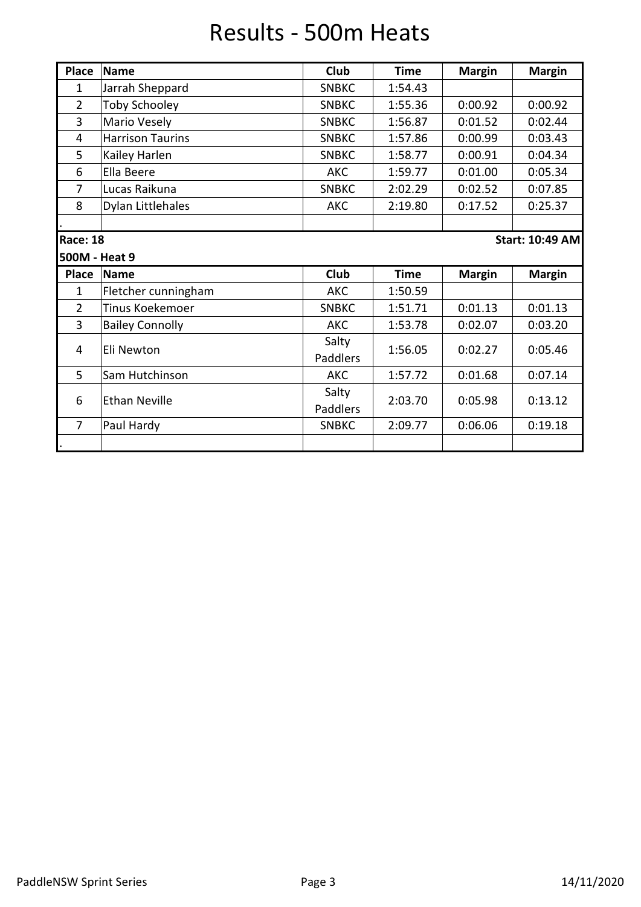# Results - 500m Heats

| Place | Name | Club | Time | Margin | Margin |
| --- | --- | --- | --- | --- | --- |
| 1 | Jarrah Sheppard | SNBKC | 1:54.43 | | |
| 2 | Toby Schooley | SNBKC | 1:55.36 | 0:00.92 | 0:00.92 |
| 3 | Mario Vesely | SNBKC | 1:56.87 | 0:01.52 | 0:02.44 |
| 4 | Harrison Taurins | SNBKC | 1:57.86 | 0:00.99 | 0:03.43 |
| 5 | Kailey Harlen | SNBKC | 1:58.77 | 0:00.91 | 0:04.34 |
| 6 | Ella Beere | AKC | 1:59.77 | 0:01.00 | 0:05.34 |
| 7 | Lucas Raikuna | SNBKC | 2:02.29 | 0:02.52 | 0:07.85 |
| 8 | Dylan Littlehales | AKC | 2:19.80 | 0:17.52 | 0:25.37 |
| . | | | | | |

**Race: 18** **Start: 10:49 AM**

**500M - Heat 9**

| Place | Name | Club | Time | Margin | Margin |
| --- | --- | --- | --- | --- | --- |
| 1 | Fletcher cunningham | AKC | 1:50.59 | | |
| 2 | Tinus Koekemoer | SNBKC | 1:51.71 | 0:01.13 | 0:01.13 |
| 3 | Bailey Connolly | AKC | 1:53.78 | 0:02.07 | 0:03.20 |
| 4 | Eli Newton | Salty Paddlers | 1:56.05 | 0:02.27 | 0:05.46 |
| 5 | Sam Hutchinson | AKC | 1:57.72 | 0:01.68 | 0:07.14 |
| 6 | Ethan Neville | Salty Paddlers | 2:03.70 | 0:05.98 | 0:13.12 |
| 7 | Paul Hardy | SNBKC | 2:09.77 | 0:06.06 | 0:19.18 |
| . | | | | | |